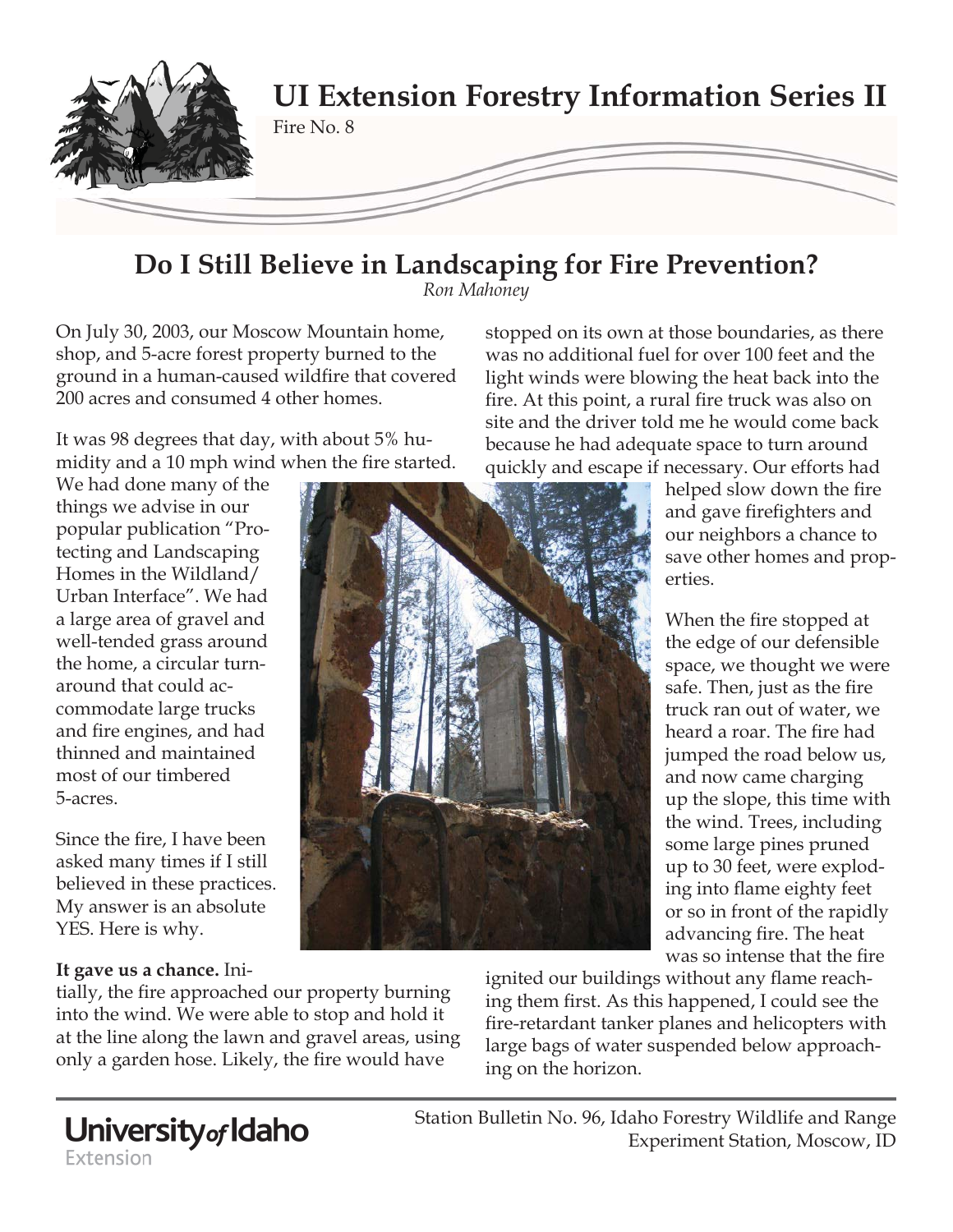# UI Extension Forestry Information Series II

Fire No. 8

## Do I Still Believe in Landscaping for Fire Prevention?

*Ron Mahoney*

On July 30, 2003, our Moscow Mountain home, shop, and 5-acre forest property burned to the ground in a human-caused wildfire that covered 200 acres and consumed 4 other homes.

It was 98 degrees that day, with about 5% humidity and a 10 mph wind when the fire started. We had done many of the things we advise in our popular publication "Protecting and Landscaping Homes in the Wildland/ Urban Interface". We had a large area of gravel and well-tended grass around the home, a circular turnaround that could accommodate large trucks and fire engines, and had thinned and maintained most of our timbered 5-acres.

Since the fire, I have been asked many times if I still believed in these practices. My answer is an absolute YES. Here is why.

**It gave us a chance.** Initially, the fire approached our property burning into the wind. We were able to stop and hold it at the line along the lawn and gravel areas, using only a garden hose. Likely, the fire would have stopped on its own at those boundaries, as there was no additional fuel for over 100 feet and the light winds were blowing the heat back into the fire. At this point, a rural fire truck was also on site and the driver told me he would come back because he had adequate space to turn around quickly and escape if necessary. Our efforts had helped slow down the fire and gave firefighters and our neighbors a chance to save other homes and properties.

When the fire stopped at the edge of our defensible space, we thought we were safe. Then, just as the fire truck ran out of water, we heard a roar. The fire had jumped the road below us, and now came charging up the slope, this time with the wind. Trees, including some large pines pruned up to 30 feet, were exploding into flame eighty feet or so in front of the rapidly advancing fire. The heat was so intense that the fire ignited our buildings without any flame reaching them first. As this happened, I could see the fire-retardant tanker planes and helicopters with large bags of water suspended below approaching on the horizon.

University of Idaho Extension

Station Bulletin No. 96, Idaho Forestry Wildlife and Range Experiment Station, Moscow, ID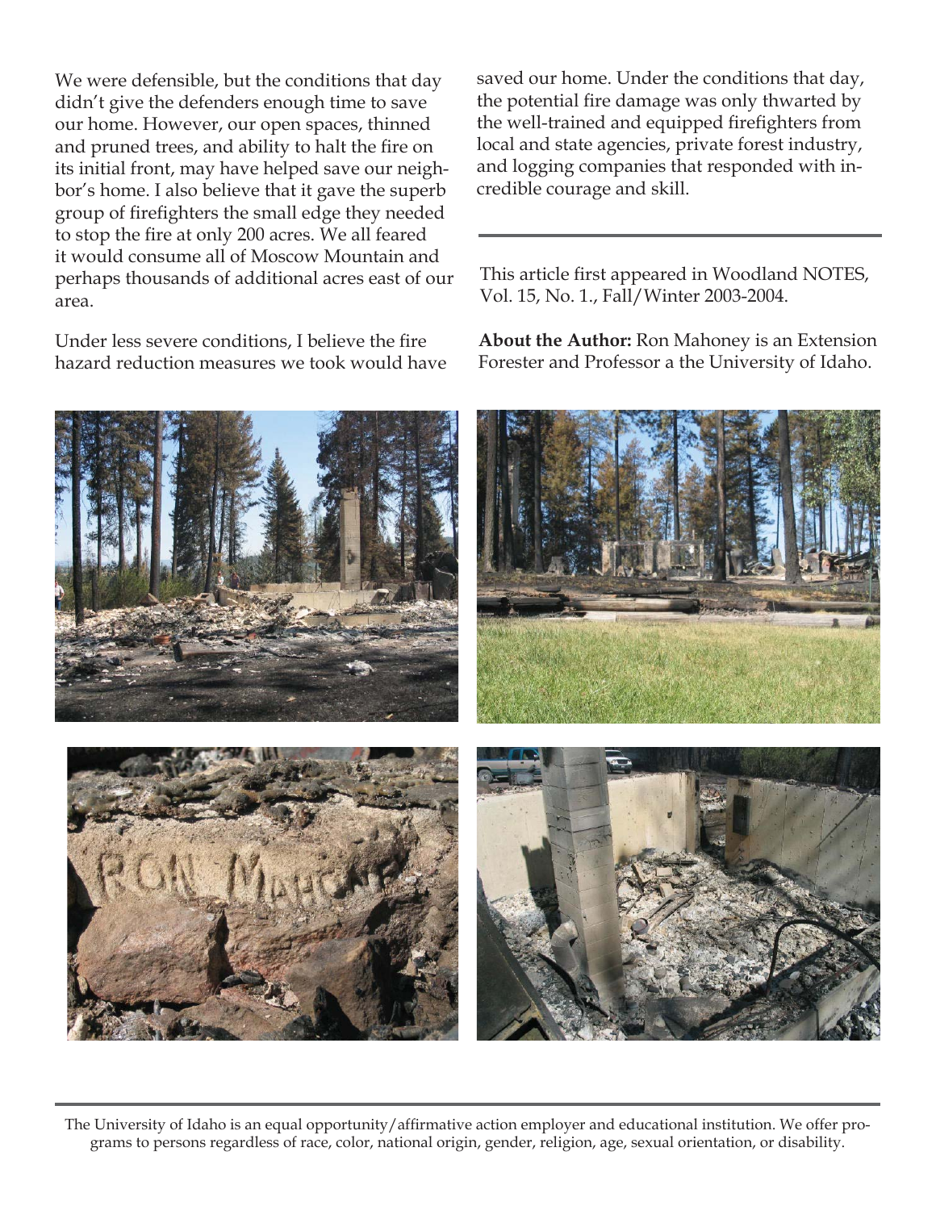We were defensible, but the conditions that day didn't give the defenders enough time to save our home. However, our open spaces, thinned and pruned trees, and ability to halt the fire on its initial front, may have helped save our neighbor's home. I also believe that it gave the superb group of firefighters the small edge they needed to stop the fire at only 200 acres. We all feared it would consume all of Moscow Mountain and perhaps thousands of additional acres east of our area.

Under less severe conditions, I believe the fire hazard reduction measures we took would have saved our home. Under the conditions that day, the potential fire damage was only thwarted by the well-trained and equipped firefighters from local and state agencies, private forest industry, and logging companies that responded with incredible courage and skill.

---

This article first appeared in Woodland NOTES, Vol. 15, No. 1., Fall/Winter 2003-2004.

**About the Author:** Ron Mahoney is an Extension Forester and Professor a the University of Idaho.

---

The University of Idaho is an equal opportunity/affirmative action employer and educational institution. We offer programs to persons regardless of race, color, national origin, gender, religion, age, sexual orientation, or disability.